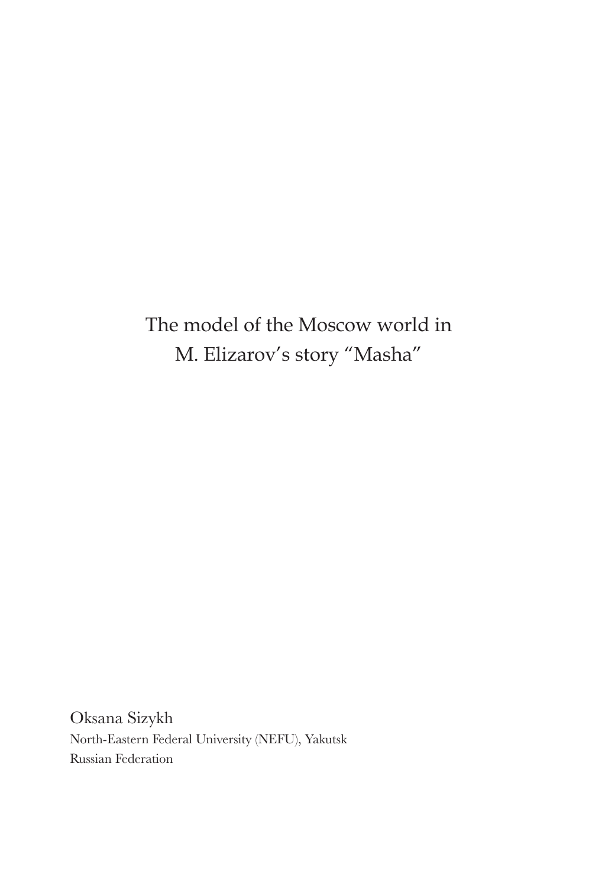# The model of the Moscow world in M. Elizarov's story "Masha"

Oksana Sizykh
North-Eastern Federal University (NEFU), Yakutsk
Russian Federation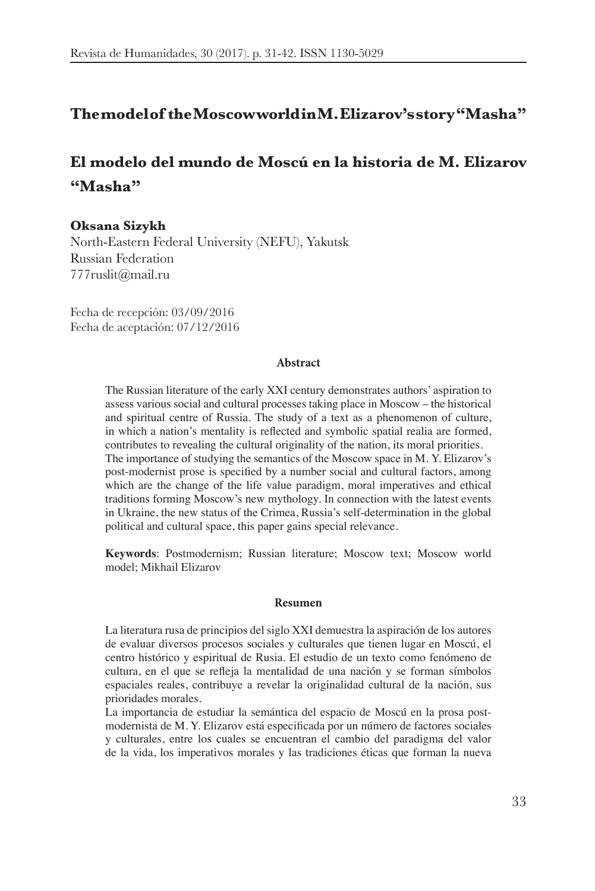# The model of the Moscow world in M. Elizarov's story "Masha"

# El modelo del mundo de Moscú en la historia de M. Elizarov "Masha"

**Oksana Sizykh**
North-Eastern Federal University (NEFU), Yakutsk
Russian Federation
777ruslit@mail.ru

Fecha de recepción: 03/09/2016
Fecha de aceptación: 07/12/2016

**Abstract**

The Russian literature of the early XXI century demonstrates authors' aspiration to assess various social and cultural processes taking place in Moscow – the historical and spiritual centre of Russia. The study of a text as a phenomenon of culture, in which a nation's mentality is reflected and symbolic spatial realia are formed, contributes to revealing the cultural originality of the nation, its moral priorities.
The importance of studying the semantics of the Moscow space in M. Y. Elizarov's post-modernist prose is specified by a number social and cultural factors, among which are the change of the life value paradigm, moral imperatives and ethical traditions forming Moscow's new mythology. In connection with the latest events in Ukraine, the new status of the Crimea, Russia's self-determination in the global political and cultural space, this paper gains special relevance.

**Keywords**: Postmodernism; Russian literature; Moscow text; Moscow world model; Mikhail Elizarov

**Resumen**

La literatura rusa de principios del siglo XXI demuestra la aspiración de los autores de evaluar diversos procesos sociales y culturales que tienen lugar en Moscú, el centro histórico y espiritual de Rusia. El estudio de un texto como fenómeno de cultura, en el que se refleja la mentalidad de una nación y se forman símbolos espaciales reales, contribuye a revelar la originalidad cultural de la nación, sus prioridades morales.
La importancia de estudiar la semántica del espacio de Moscú en la prosa post-modernista de M. Y. Elizarov está especificada por un número de factores sociales y culturales, entre los cuales se encuentran el cambio del paradigma del valor de la vida, los imperativos morales y las tradiciones éticas que forman la nueva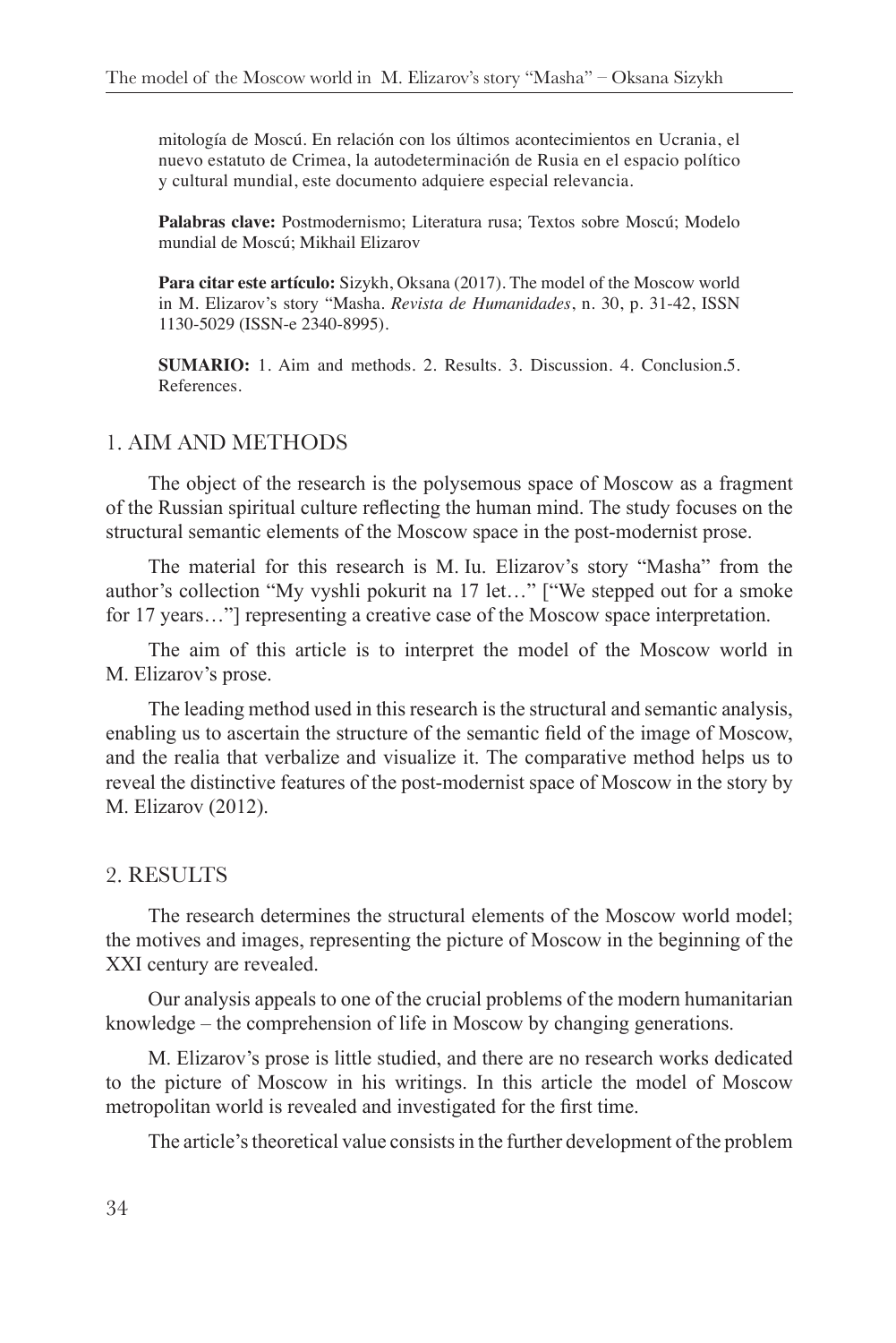mitología de Moscú. En relación con los últimos acontecimientos en Ucrania, el nuevo estatuto de Crimea, la autodeterminación de Rusia en el espacio político y cultural mundial, este documento adquiere especial relevancia.

**Palabras clave:** Postmodernismo; Literatura rusa; Textos sobre Moscú; Modelo mundial de Moscú; Mikhail Elizarov

**Para citar este artículo:** Sizykh, Oksana (2017). The model of the Moscow world in M. Elizarov's story "Masha. *Revista de Humanidades*, n. 30, p. 31-42, ISSN 1130-5029 (ISSN-e 2340-8995).

**SUMARIO:** 1. Aim and methods. 2. Results. 3. Discussion. 4. Conclusion.5. References.

## 1. AIM AND METHODS

The object of the research is the polysemous space of Moscow as a fragment of the Russian spiritual culture reflecting the human mind. The study focuses on the structural semantic elements of the Moscow space in the post-modernist prose.

The material for this research is M. Iu. Elizarov's story "Masha" from the author's collection "My vyshli pokurit na 17 let…" ["We stepped out for a smoke for 17 years…"] representing a creative case of the Moscow space interpretation.

The aim of this article is to interpret the model of the Moscow world in M. Elizarov's prose.

The leading method used in this research is the structural and semantic analysis, enabling us to ascertain the structure of the semantic field of the image of Moscow, and the realia that verbalize and visualize it. The comparative method helps us to reveal the distinctive features of the post-modernist space of Moscow in the story by M. Elizarov (2012).

## 2. RESULTS

The research determines the structural elements of the Moscow world model; the motives and images, representing the picture of Moscow in the beginning of the XXI century are revealed.

Our analysis appeals to one of the crucial problems of the modern humanitarian knowledge – the comprehension of life in Moscow by changing generations.

M. Elizarov's prose is little studied, and there are no research works dedicated to the picture of Moscow in his writings. In this article the model of Moscow metropolitan world is revealed and investigated for the first time.

The article's theoretical value consists in the further development of the problem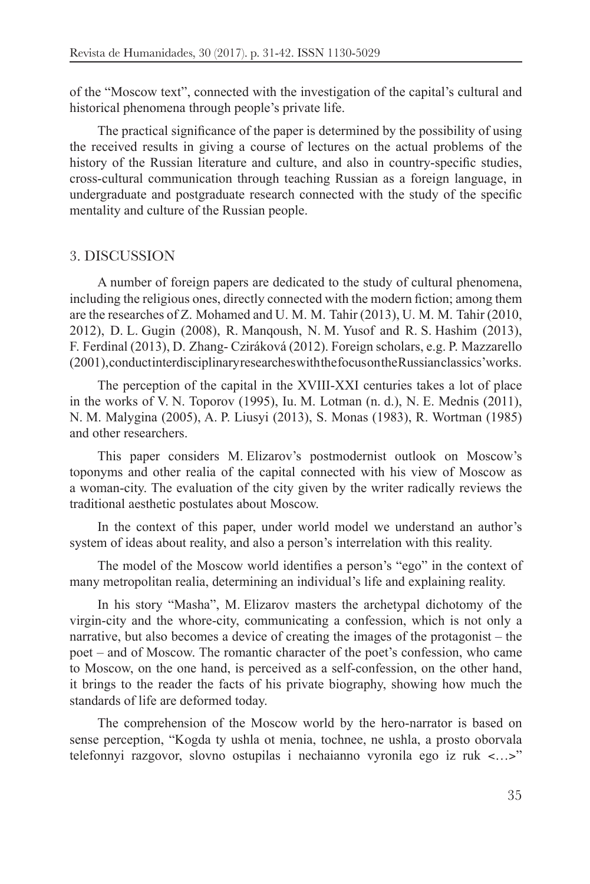of the "Moscow text", connected with the investigation of the capital's cultural and historical phenomena through people's private life.

The practical significance of the paper is determined by the possibility of using the received results in giving a course of lectures on the actual problems of the history of the Russian literature and culture, and also in country-specific studies, cross-cultural communication through teaching Russian as a foreign language, in undergraduate and postgraduate research connected with the study of the specific mentality and culture of the Russian people.

## 3. DISCUSSION

A number of foreign papers are dedicated to the study of cultural phenomena, including the religious ones, directly connected with the modern fiction; among them are the researches of Z. Mohamed and U. M. M. Tahir (2013), U. M. M. Tahir (2010, 2012), D. L. Gugin (2008), R. Manqoush, N. M. Yusof and R. S. Hashim (2013), F. Ferdinal (2013), D. Zhang- Cziráková (2012). Foreign scholars, e.g. P. Mazzarello (2001), conduct interdisciplinary researches with the focus on the Russian classics' works.

The perception of the capital in the XVIII-XXI centuries takes a lot of place in the works of V. N. Toporov (1995), Iu. M. Lotman (n. d.), N. E. Mednis (2011), N. M. Malygina (2005), A. P. Liusyi (2013), S. Monas (1983), R. Wortman (1985) and other researchers.

This paper considers M. Elizarov's postmodernist outlook on Moscow's toponyms and other realia of the capital connected with his view of Moscow as a woman-city. The evaluation of the city given by the writer radically reviews the traditional aesthetic postulates about Moscow.

In the context of this paper, under world model we understand an author's system of ideas about reality, and also a person's interrelation with this reality.

The model of the Moscow world identifies a person's "ego" in the context of many metropolitan realia, determining an individual's life and explaining reality.

In his story "Masha", M. Elizarov masters the archetypal dichotomy of the virgin-city and the whore-city, communicating a confession, which is not only a narrative, but also becomes a device of creating the images of the protagonist – the poet – and of Moscow. The romantic character of the poet's confession, who came to Moscow, on the one hand, is perceived as a self-confession, on the other hand, it brings to the reader the facts of his private biography, showing how much the standards of life are deformed today.

The comprehension of the Moscow world by the hero-narrator is based on sense perception, "Kogda ty ushla ot menia, tochnee, ne ushla, a prosto oborvala telefonnyi razgovor, slovno ostupilas i nechaianno vyronila ego iz ruk <…>"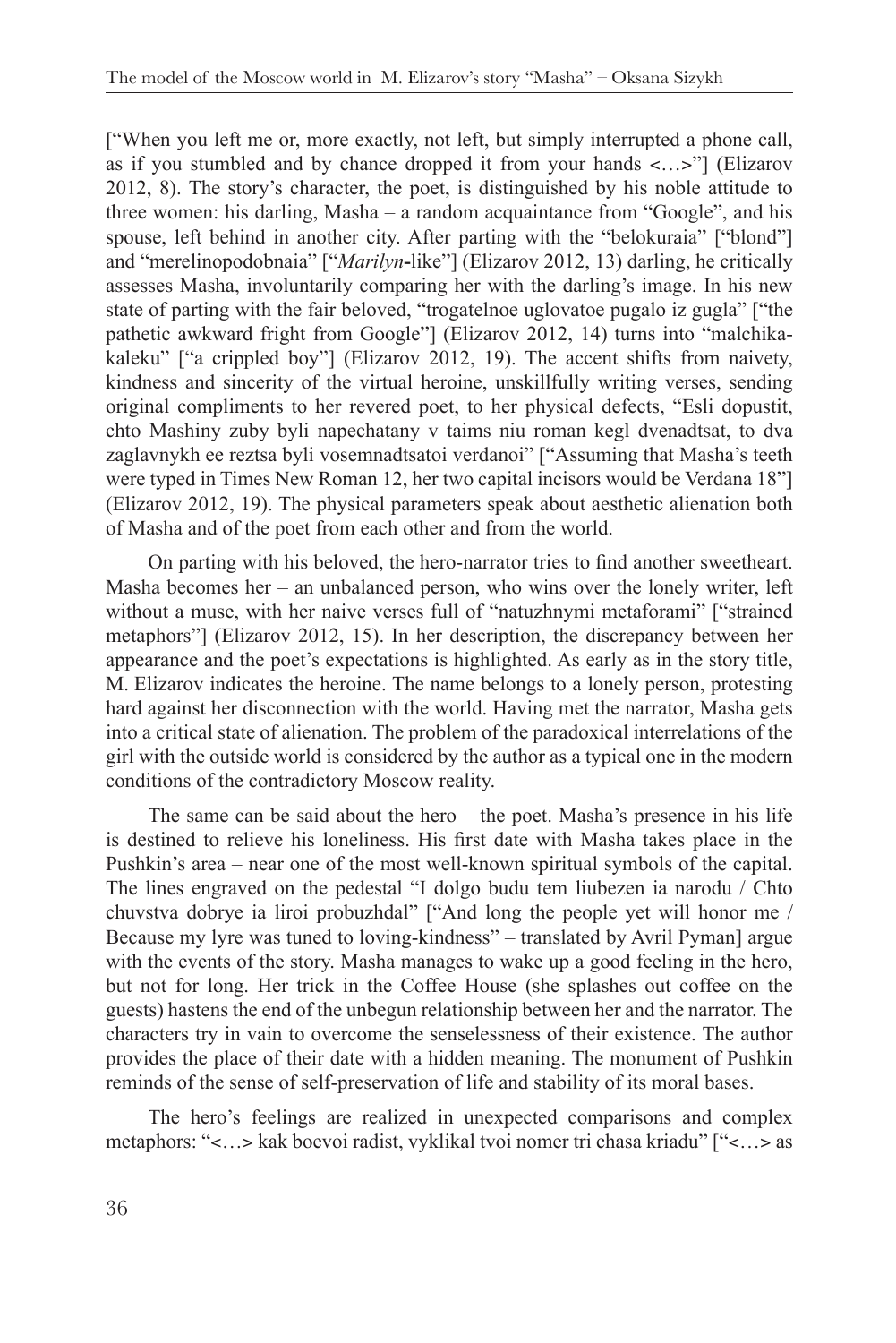["When you left me or, more exactly, not left, but simply interrupted a phone call, as if you stumbled and by chance dropped it from your hands <…>"] (Elizarov 2012, 8). The story's character, the poet, is distinguished by his noble attitude to three women: his darling, Masha – a random acquaintance from "Google", and his spouse, left behind in another city. After parting with the "belokuraia" ["blond"] and "merelinopodobnaia" ["*Marilyn*-like"] (Elizarov 2012, 13) darling, he critically assesses Masha, involuntarily comparing her with the darling's image. In his new state of parting with the fair beloved, "trogatelnoe uglovatoe pugalo iz gugla" ["the pathetic awkward fright from Google"] (Elizarov 2012, 14) turns into "malchika-kaleku" ["a crippled boy"] (Elizarov 2012, 19). The accent shifts from naivety, kindness and sincerity of the virtual heroine, unskillfully writing verses, sending original compliments to her revered poet, to her physical defects, "Esli dopustit, chto Mashiny zuby byli napechatany v taims niu roman kegl dvenadtsat, to dva zaglavnykh ee reztsa byli vosemnadtsatoi verdanoi" ["Assuming that Masha's teeth were typed in Times New Roman 12, her two capital incisors would be Verdana 18"] (Elizarov 2012, 19). The physical parameters speak about aesthetic alienation both of Masha and of the poet from each other and from the world.

On parting with his beloved, the hero-narrator tries to find another sweetheart. Masha becomes her – an unbalanced person, who wins over the lonely writer, left without a muse, with her naive verses full of "natuzhnymi metaforami" ["strained metaphors"] (Elizarov 2012, 15). In her description, the discrepancy between her appearance and the poet's expectations is highlighted. As early as in the story title, M. Elizarov indicates the heroine. The name belongs to a lonely person, protesting hard against her disconnection with the world. Having met the narrator, Masha gets into a critical state of alienation. The problem of the paradoxical interrelations of the girl with the outside world is considered by the author as a typical one in the modern conditions of the contradictory Moscow reality.

The same can be said about the hero – the poet. Masha's presence in his life is destined to relieve his loneliness. His first date with Masha takes place in the Pushkin's area – near one of the most well-known spiritual symbols of the capital. The lines engraved on the pedestal "I dolgo budu tem liubezen ia narodu / Chto chuvstva dobrye ia liroi probuzhdal" ["And long the people yet will honor me / Because my lyre was tuned to loving-kindness" – translated by Avril Pyman] argue with the events of the story. Masha manages to wake up a good feeling in the hero, but not for long. Her trick in the Coffee House (she splashes out coffee on the guests) hastens the end of the unbegun relationship between her and the narrator. The characters try in vain to overcome the senselessness of their existence. The author provides the place of their date with a hidden meaning. The monument of Pushkin reminds of the sense of self-preservation of life and stability of its moral bases.

The hero's feelings are realized in unexpected comparisons and complex metaphors: "<…> kak boevoi radist, vyklikal tvoi nomer tri chasa kriadu" ["<…> as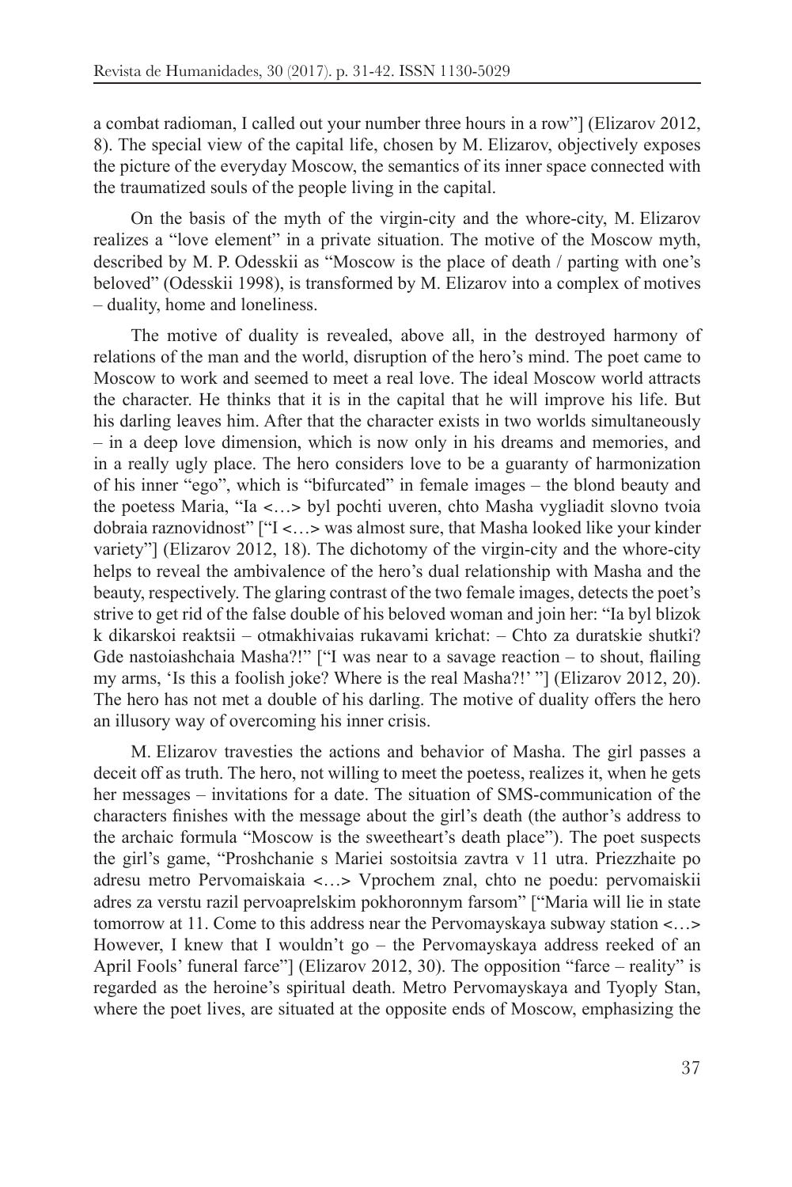a combat radioman, I called out your number three hours in a row"] (Elizarov 2012, 8). The special view of the capital life, chosen by M. Elizarov, objectively exposes the picture of the everyday Moscow, the semantics of its inner space connected with the traumatized souls of the people living in the capital.

On the basis of the myth of the virgin-city and the whore-city, M. Elizarov realizes a "love element" in a private situation. The motive of the Moscow myth, described by M. P. Odesskii as "Moscow is the place of death / parting with one's beloved" (Odesskii 1998), is transformed by M. Elizarov into a complex of motives – duality, home and loneliness.

The motive of duality is revealed, above all, in the destroyed harmony of relations of the man and the world, disruption of the hero's mind. The poet came to Moscow to work and seemed to meet a real love. The ideal Moscow world attracts the character. He thinks that it is in the capital that he will improve his life. But his darling leaves him. After that the character exists in two worlds simultaneously – in a deep love dimension, which is now only in his dreams and memories, and in a really ugly place. The hero considers love to be a guaranty of harmonization of his inner "ego", which is "bifurcated" in female images – the blond beauty and the poetess Maria, "Ia <…> byl pochti uveren, chto Masha vygliadit slovno tvoia dobraia raznovidnost" ["I <…> was almost sure, that Masha looked like your kinder variety"] (Elizarov 2012, 18). The dichotomy of the virgin-city and the whore-city helps to reveal the ambivalence of the hero's dual relationship with Masha and the beauty, respectively. The glaring contrast of the two female images, detects the poet's strive to get rid of the false double of his beloved woman and join her: "Ia byl blizok k dikarskoi reaktsii – otmakhivaias rukavami krichat: – Chto za duratskie shutki? Gde nastoiashchaia Masha?!" ["I was near to a savage reaction – to shout, flailing my arms, 'Is this a foolish joke? Where is the real Masha?!' "] (Elizarov 2012, 20). The hero has not met a double of his darling. The motive of duality offers the hero an illusory way of overcoming his inner crisis.

M. Elizarov travesties the actions and behavior of Masha. The girl passes a deceit off as truth. The hero, not willing to meet the poetess, realizes it, when he gets her messages – invitations for a date. The situation of SMS-communication of the characters finishes with the message about the girl's death (the author's address to the archaic formula "Moscow is the sweetheart's death place"). The poet suspects the girl's game, "Proshchanie s Mariei sostoitsia zavtra v 11 utra. Priezzhaite po adresu metro Pervomaiskaia <…> Vprochem znal, chto ne poedu: pervomaiskii adres za verstu razil pervoaprelskim pokhoronnym farsom" ["Maria will lie in state tomorrow at 11. Come to this address near the Pervomayskaya subway station <…> However, I knew that I wouldn't go – the Pervomayskaya address reeked of an April Fools' funeral farce"] (Elizarov 2012, 30). The opposition "farce – reality" is regarded as the heroine's spiritual death. Metro Pervomayskaya and Tyoply Stan, where the poet lives, are situated at the opposite ends of Moscow, emphasizing the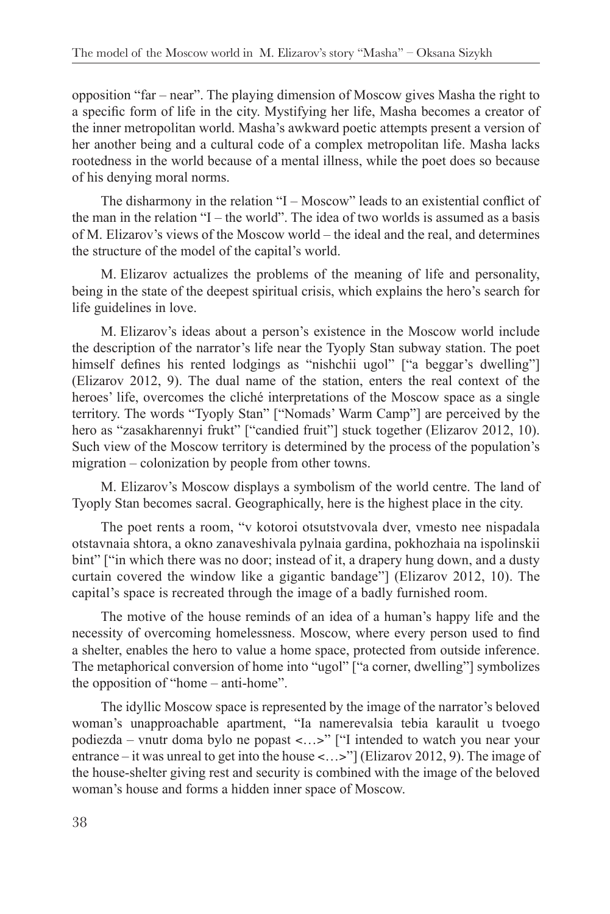opposition "far – near". The playing dimension of Moscow gives Masha the right to a specific form of life in the city. Mystifying her life, Masha becomes a creator of the inner metropolitan world. Masha's awkward poetic attempts present a version of her another being and a cultural code of a complex metropolitan life. Masha lacks rootedness in the world because of a mental illness, while the poet does so because of his denying moral norms.

The disharmony in the relation "I – Moscow" leads to an existential conflict of the man in the relation "I – the world". The idea of two worlds is assumed as a basis of M. Elizarov's views of the Moscow world – the ideal and the real, and determines the structure of the model of the capital's world.

M. Elizarov actualizes the problems of the meaning of life and personality, being in the state of the deepest spiritual crisis, which explains the hero's search for life guidelines in love.

M. Elizarov's ideas about a person's existence in the Moscow world include the description of the narrator's life near the Tyoply Stan subway station. The poet himself defines his rented lodgings as "nishchii ugol" ["a beggar's dwelling"] (Elizarov 2012, 9). The dual name of the station, enters the real context of the heroes' life, overcomes the cliché interpretations of the Moscow space as a single territory. The words "Tyoply Stan" ["Nomads' Warm Camp"] are perceived by the hero as "zasakharennyi frukt" ["candied fruit"] stuck together (Elizarov 2012, 10). Such view of the Moscow territory is determined by the process of the population's migration – colonization by people from other towns.

M. Elizarov's Moscow displays a symbolism of the world centre. The land of Tyoply Stan becomes sacral. Geographically, here is the highest place in the city.

The poet rents a room, "v kotoroi otsutstvovala dver, vmesto nee nispadala otstavnaia shtora, a okno zanaveshivala pylnaia gardina, pokhozhaia na ispolinskii bint" ["in which there was no door; instead of it, a drapery hung down, and a dusty curtain covered the window like a gigantic bandage"] (Elizarov 2012, 10). The capital's space is recreated through the image of a badly furnished room.

The motive of the house reminds of an idea of a human's happy life and the necessity of overcoming homelessness. Moscow, where every person used to find a shelter, enables the hero to value a home space, protected from outside inference. The metaphorical conversion of home into "ugol" ["a corner, dwelling"] symbolizes the opposition of "home – anti-home".

The idyllic Moscow space is represented by the image of the narrator's beloved woman's unapproachable apartment, "Ia namerevalsia tebia karaulit u tvoego podiezda – vnutr doma bylo ne popast <…>" ["I intended to watch you near your entrance – it was unreal to get into the house <…>"] (Elizarov 2012, 9). The image of the house-shelter giving rest and security is combined with the image of the beloved woman's house and forms a hidden inner space of Moscow.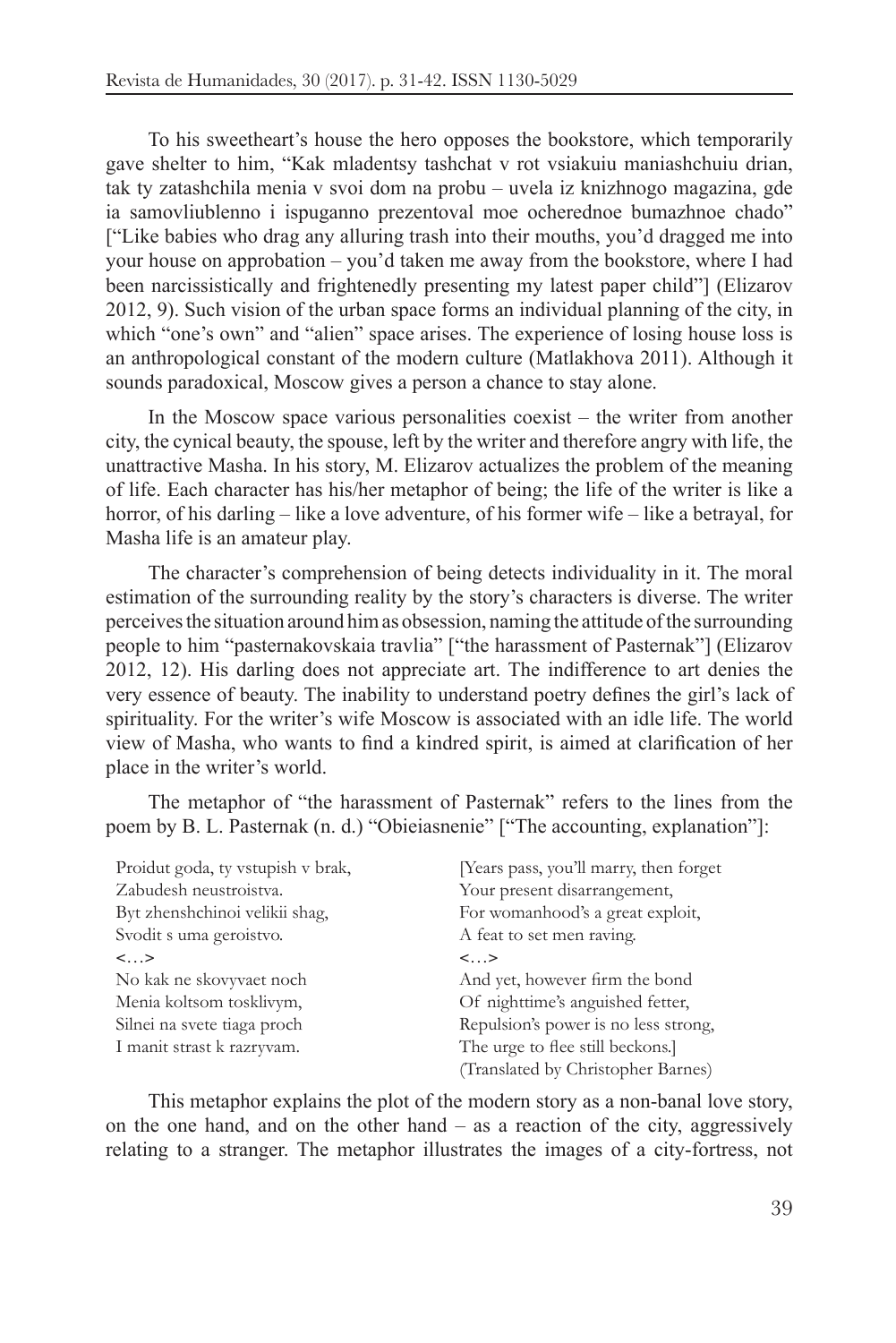To his sweetheart's house the hero opposes the bookstore, which temporarily gave shelter to him, "Kak mladentsy tashchat v rot vsiakuiu maniashchuiu drian, tak ty zatashchila menia v svoi dom na probu – uvela iz knizhnogo magazina, gde ia samovliublenno i ispuganno prezentoval moe ocherednoe bumazhnoe chado" ["Like babies who drag any alluring trash into their mouths, you'd dragged me into your house on approbation – you'd taken me away from the bookstore, where I had been narcissistically and frightenedly presenting my latest paper child"] (Elizarov 2012, 9). Such vision of the urban space forms an individual planning of the city, in which "one's own" and "alien" space arises. The experience of losing house loss is an anthropological constant of the modern culture (Matlakhova 2011). Although it sounds paradoxical, Moscow gives a person a chance to stay alone.

In the Moscow space various personalities coexist – the writer from another city, the cynical beauty, the spouse, left by the writer and therefore angry with life, the unattractive Masha. In his story, M. Elizarov actualizes the problem of the meaning of life. Each character has his/her metaphor of being; the life of the writer is like a horror, of his darling – like a love adventure, of his former wife – like a betrayal, for Masha life is an amateur play.

The character's comprehension of being detects individuality in it. The moral estimation of the surrounding reality by the story's characters is diverse. The writer perceives the situation around him as obsession, naming the attitude of the surrounding people to him "pasternakovskaia travlia" ["the harassment of Pasternak"] (Elizarov 2012, 12). His darling does not appreciate art. The indifference to art denies the very essence of beauty. The inability to understand poetry defines the girl's lack of spirituality. For the writer's wife Moscow is associated with an idle life. The world view of Masha, who wants to find a kindred spirit, is aimed at clarification of her place in the writer's world.

The metaphor of "the harassment of Pasternak" refers to the lines from the poem by B. L. Pasternak (n. d.) "Obieiasnenie" ["The accounting, explanation"]:

| | |
|---|---|
| Proidut goda, ty vstupish v brak, | [Years pass, you'll marry, then forget |
| Zabudesh neustroistva. | Your present disarrangement, |
| Byt zhenshchinoi velikii shag, | For womanhood's a great exploit, |
| Svodit s uma geroistvo. | A feat to set men raving. |
| <…> | <…> |
| No kak ne skovyvaet noch | And yet, however firm the bond |
| Menia koltsom tosklivym, | Of nighttime's anguished fetter, |
| Silnei na svete tiaga proch | Repulsion's power is no less strong, |
| I manit strast k razryvam. | The urge to flee still beckons.] |
| | (Translated by Christopher Barnes) |

This metaphor explains the plot of the modern story as a non-banal love story, on the one hand, and on the other hand – as a reaction of the city, aggressively relating to a stranger. The metaphor illustrates the images of a city-fortress, not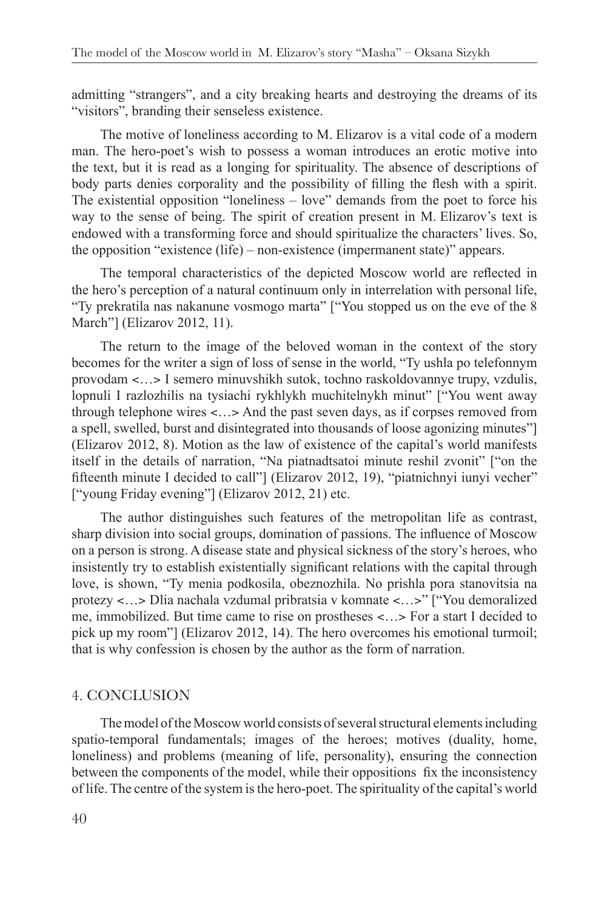admitting "strangers", and a city breaking hearts and destroying the dreams of its "visitors", branding their senseless existence.

The motive of loneliness according to M. Elizarov is a vital code of a modern man. The hero-poet's wish to possess a woman introduces an erotic motive into the text, but it is read as a longing for spirituality. The absence of descriptions of body parts denies corporality and the possibility of filling the flesh with a spirit. The existential opposition "loneliness – love" demands from the poet to force his way to the sense of being. The spirit of creation present in M. Elizarov's text is endowed with a transforming force and should spiritualize the characters' lives. So, the opposition "existence (life) – non-existence (impermanent state)" appears.

The temporal characteristics of the depicted Moscow world are reflected in the hero's perception of a natural continuum only in interrelation with personal life, "Ty prekratila nas nakanune vosmogo marta" ["You stopped us on the eve of the 8 March"] (Elizarov 2012, 11).

The return to the image of the beloved woman in the context of the story becomes for the writer a sign of loss of sense in the world, "Ty ushla po telefonnym provodam <…> I semero minuvshikh sutok, tochno raskoldovannye trupy, vzdulis, lopnuli I razlozhilis na tysiachi rykhlykh muchitelnykh minut" ["You went away through telephone wires <…> And the past seven days, as if corpses removed from a spell, swelled, burst and disintegrated into thousands of loose agonizing minutes"] (Elizarov 2012, 8). Motion as the law of existence of the capital's world manifests itself in the details of narration, "Na piatnadtsatoi minute reshil zvonit" ["on the fifteenth minute I decided to call"] (Elizarov 2012, 19), "piatnichnyi iunyi vecher" ["young Friday evening"] (Elizarov 2012, 21) etc.

The author distinguishes such features of the metropolitan life as contrast, sharp division into social groups, domination of passions. The influence of Moscow on a person is strong. A disease state and physical sickness of the story's heroes, who insistently try to establish existentially significant relations with the capital through love, is shown, "Ty menia podkosila, obeznozhila. No prishla pora stanovitsia na protezy <…> Dlia nachala vzdumal pribratsia v komnate <…>" ["You demoralized me, immobilized. But time came to rise on prostheses <…> For a start I decided to pick up my room"] (Elizarov 2012, 14). The hero overcomes his emotional turmoil; that is why confession is chosen by the author as the form of narration.

## 4. CONCLUSION

The model of the Moscow world consists of several structural elements including spatio-temporal fundamentals; images of the heroes; motives (duality, home, loneliness) and problems (meaning of life, personality), ensuring the connection between the components of the model, while their oppositions fix the inconsistency of life. The centre of the system is the hero-poet. The spirituality of the capital's world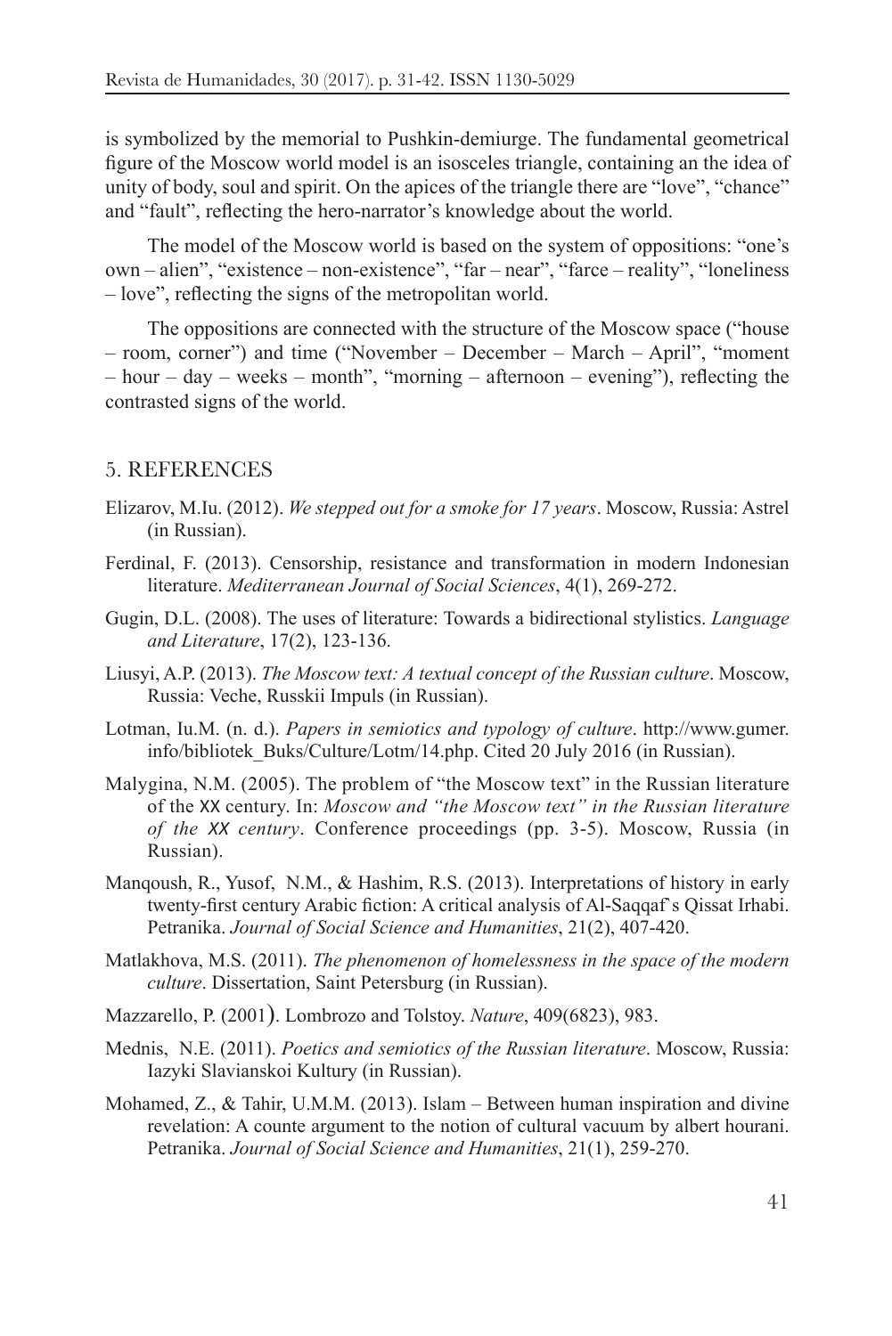is symbolized by the memorial to Pushkin-demiurge. The fundamental geometrical figure of the Moscow world model is an isosceles triangle, containing an the idea of unity of body, soul and spirit. On the apices of the triangle there are "love", "chance" and "fault", reflecting the hero-narrator's knowledge about the world.

The model of the Moscow world is based on the system of oppositions: "one's own – alien", "existence – non-existence", "far – near", "farce – reality", "loneliness – love", reflecting the signs of the metropolitan world.

The oppositions are connected with the structure of the Moscow space ("house – room, corner") and time ("November – December – March – April", "moment – hour – day – weeks – month", "morning – afternoon – evening"), reflecting the contrasted signs of the world.

## 5. REFERENCES

Elizarov, M.Iu. (2012). *We stepped out for a smoke for 17 years*. Moscow, Russia: Astrel (in Russian).

Ferdinal, F. (2013). Censorship, resistance and transformation in modern Indonesian literature. *Mediterranean Journal of Social Sciences*, 4(1), 269-272.

Gugin, D.L. (2008). The uses of literature: Towards a bidirectional stylistics. *Language and Literature*, 17(2), 123-136.

Liusyi, A.P. (2013). *The Moscow text: A textual concept of the Russian culture*. Moscow, Russia: Veche, Russkii Impuls (in Russian).

Lotman, Iu.M. (n. d.). *Papers in semiotics and typology of culture*. http://www.gumer.info/bibliotek_Buks/Culture/Lotm/14.php. Cited 20 July 2016 (in Russian).

Malygina, N.M. (2005). The problem of "the Moscow text" in the Russian literature of the XX century. In: *Moscow and "the Moscow text" in the Russian literature of the XX century*. Conference proceedings (pp. 3-5). Moscow, Russia (in Russian).

Manqoush, R., Yusof, N.M., & Hashim, R.S. (2013). Interpretations of history in early twenty-first century Arabic fiction: A critical analysis of Al-Saqqaf`s Qissat Irhabi. Petranika. *Journal of Social Science and Humanities*, 21(2), 407-420.

Matlakhova, M.S. (2011). *The phenomenon of homelessness in the space of the modern culture*. Dissertation, Saint Petersburg (in Russian).

Mazzarello, P. (2001). Lombrozo and Tolstoy. *Nature*, 409(6823), 983.

Mednis, N.E. (2011). *Poetics and semiotics of the Russian literature*. Moscow, Russia: Iazyki Slavianskoi Kultury (in Russian).

Mohamed, Z., & Tahir, U.M.M. (2013). Islam – Between human inspiration and divine revelation: A counte argument to the notion of cultural vacuum by albert hourani. Petranika. *Journal of Social Science and Humanities*, 21(1), 259-270.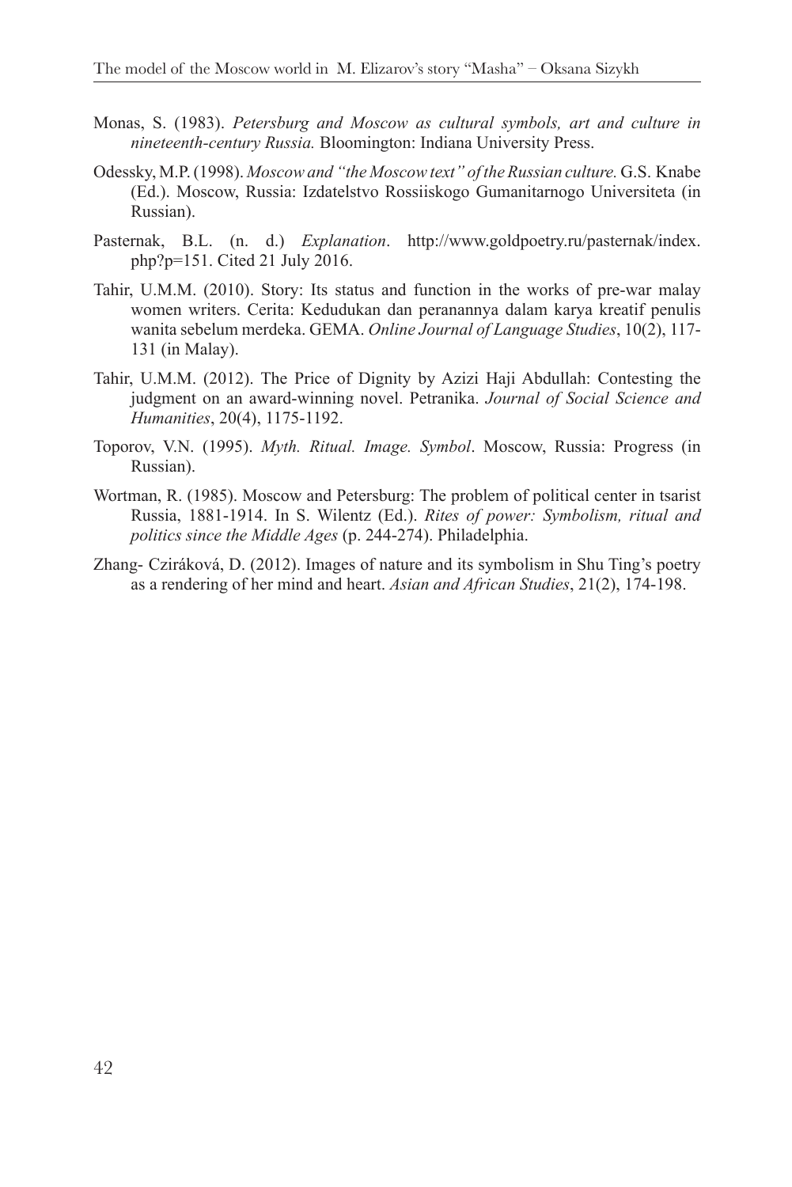Monas, S. (1983). *Petersburg and Moscow as cultural symbols, art and culture in nineteenth-century Russia.* Bloomington: Indiana University Press.

Odessky, M.P. (1998). *Moscow and "the Moscow text" of the Russian culture.* G.S. Knabe (Ed.). Moscow, Russia: Izdatelstvo Rossiiskogo Gumanitarnogo Universiteta (in Russian).

Pasternak, B.L. (n. d.) *Explanation*. http://www.goldpoetry.ru/pasternak/index.php?p=151. Cited 21 July 2016.

Tahir, U.M.M. (2010). Story: Its status and function in the works of pre-war malay women writers. Cerita: Kedudukan dan peranannya dalam karya kreatif penulis wanita sebelum merdeka. GEMA. *Online Journal of Language Studies*, 10(2), 117-131 (in Malay).

Tahir, U.M.M. (2012). The Price of Dignity by Azizi Haji Abdullah: Contesting the judgment on an award-winning novel. Petranika. *Journal of Social Science and Humanities*, 20(4), 1175-1192.

Toporov, V.N. (1995). *Myth. Ritual. Image. Symbol*. Moscow, Russia: Progress (in Russian).

Wortman, R. (1985). Moscow and Petersburg: The problem of political center in tsarist Russia, 1881-1914. In S. Wilentz (Ed.). *Rites of power: Symbolism, ritual and politics since the Middle Ages* (p. 244-274). Philadelphia.

Zhang- Cziráková, D. (2012). Images of nature and its symbolism in Shu Ting's poetry as a rendering of her mind and heart. *Asian and African Studies*, 21(2), 174-198.